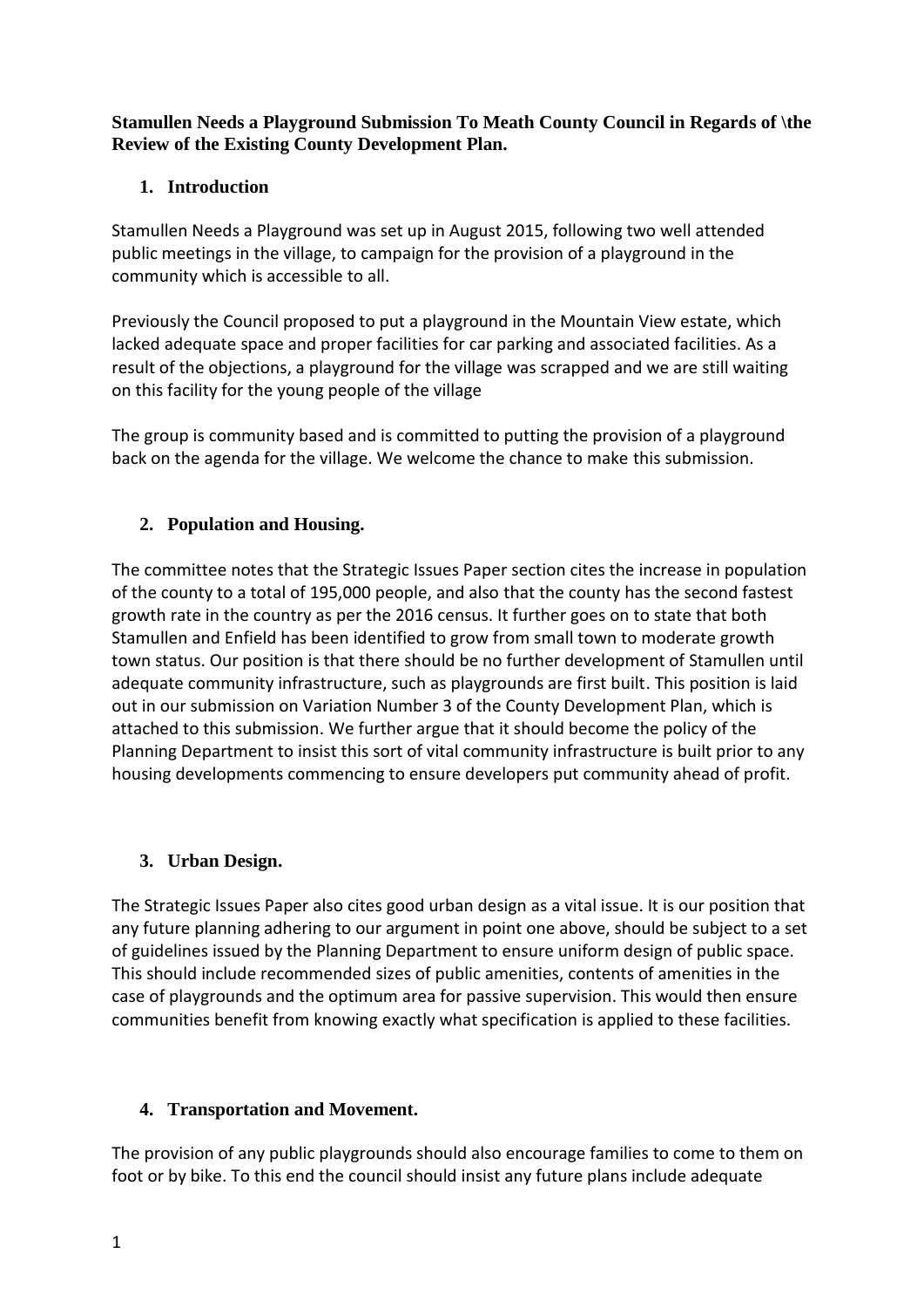**Stamullen Needs a Playground Submission To Meath County Council in Regards of \the Review of the Existing County Development Plan.**

## 1. Introduction

Stamullen Needs a Playground was set up in August 2015, following two well attended public meetings in the village, to campaign for the provision of a playground in the community which is accessible to all.

Previously the Council proposed to put a playground in the Mountain View estate, which lacked adequate space and proper facilities for car parking and associated facilities. As a result of the objections, a playground for the village was scrapped and we are still waiting on this facility for the young people of the village

The group is community based and is committed to putting the provision of a playground back on the agenda for the village. We welcome the chance to make this submission.

## 2. Population and Housing.

The committee notes that the Strategic Issues Paper section cites the increase in population of the county to a total of 195,000 people, and also that the county has the second fastest growth rate in the country as per the 2016 census. It further goes on to state that both Stamullen and Enfield has been identified to grow from small town to moderate growth town status. Our position is that there should be no further development of Stamullen until adequate community infrastructure, such as playgrounds are first built. This position is laid out in our submission on Variation Number 3 of the County Development Plan, which is attached to this submission. We further argue that it should become the policy of the Planning Department to insist this sort of vital community infrastructure is built prior to any housing developments commencing to ensure developers put community ahead of profit.

## 3. Urban Design.

The Strategic Issues Paper also cites good urban design as a vital issue. It is our position that any future planning adhering to our argument in point one above, should be subject to a set of guidelines issued by the Planning Department to ensure uniform design of public space. This should include recommended sizes of public amenities, contents of amenities in the case of playgrounds and the optimum area for passive supervision. This would then ensure communities benefit from knowing exactly what specification is applied to these facilities.

## 4. Transportation and Movement.

The provision of any public playgrounds should also encourage families to come to them on foot or by bike. To this end the council should insist any future plans include adequate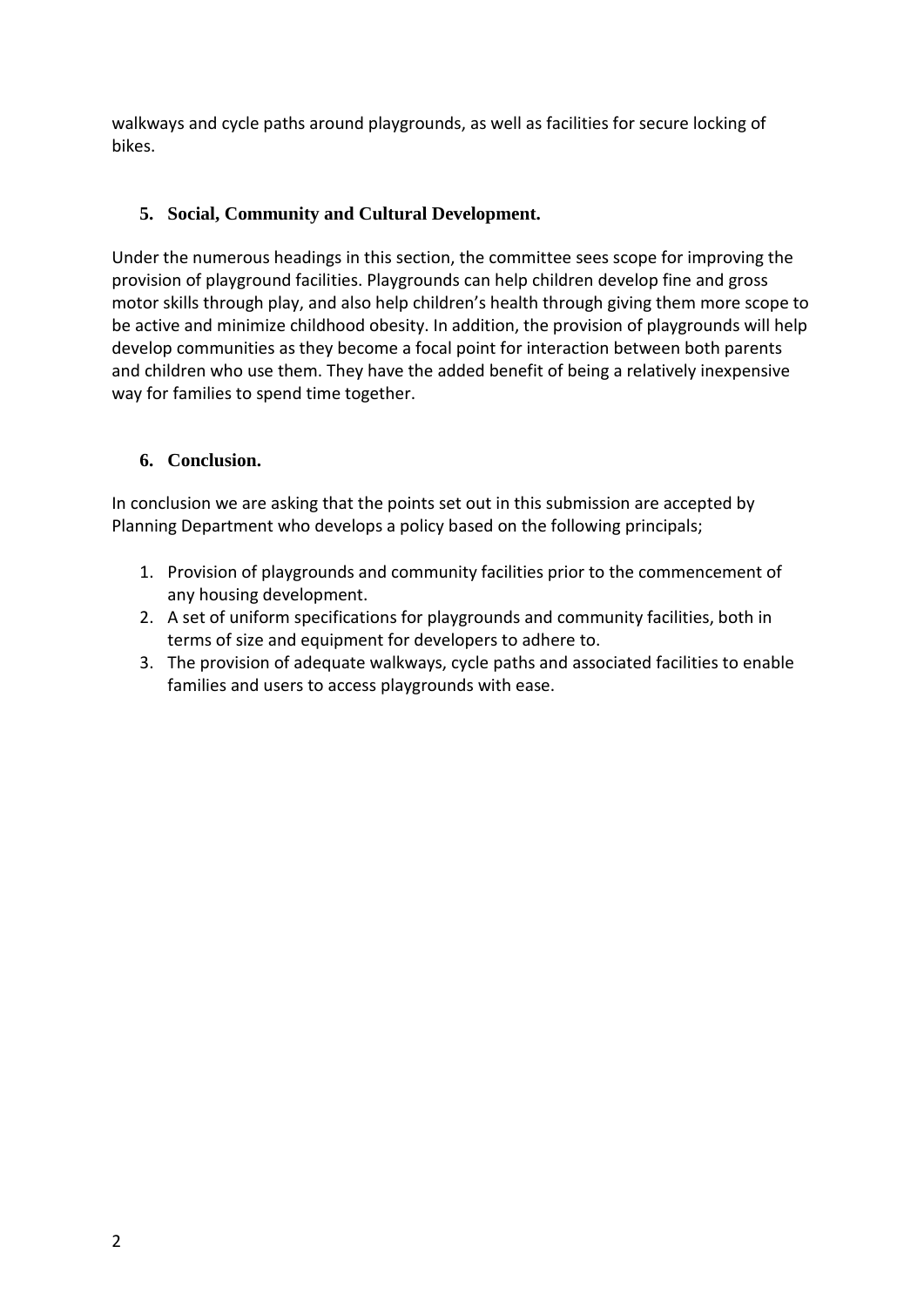walkways and cycle paths around playgrounds, as well as facilities for secure locking of bikes.

## 5. Social, Community and Cultural Development.

Under the numerous headings in this section, the committee sees scope for improving the provision of playground facilities. Playgrounds can help children develop fine and gross motor skills through play, and also help children's health through giving them more scope to be active and minimize childhood obesity. In addition, the provision of playgrounds will help develop communities as they become a focal point for interaction between both parents and children who use them. They have the added benefit of being a relatively inexpensive way for families to spend time together.

## 6. Conclusion.

In conclusion we are asking that the points set out in this submission are accepted by Planning Department who develops a policy based on the following principals;

1. Provision of playgrounds and community facilities prior to the commencement of any housing development.
2. A set of uniform specifications for playgrounds and community facilities, both in terms of size and equipment for developers to adhere to.
3. The provision of adequate walkways, cycle paths and associated facilities to enable families and users to access playgrounds with ease.